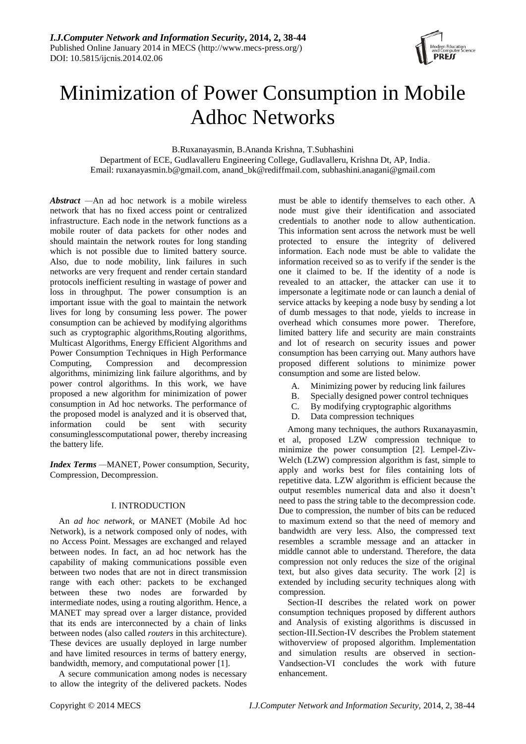# Minimization of Power Consumption in Mobile Adhoc Networks

B.Ruxanayasmin, B.Ananda Krishna, T.Subhashini

Department of ECE, Gudlavalleru Engineering College, Gudlavalleru, Krishna Dt, AP, India.

Email: ruxanayasmin.b@gmail.com, anand_bk@rediffmail.com, subhashini.anagani@gmail.com

***Abstract*** —An ad hoc network is a mobile wireless network that has no fixed access point or centralized infrastructure. Each node in the network functions as a mobile router of data packets for other nodes and should maintain the network routes for long standing which is not possible due to limited battery source. Also, due to node mobility, link failures in such networks are very frequent and render certain standard protocols inefficient resulting in wastage of power and loss in throughput. The power consumption is an important issue with the goal to maintain the network lives for long by consuming less power. The power consumption can be achieved by modifying algorithms such as cryptographic algorithms,Routing algorithms, Multicast Algorithms, Energy Efficient Algorithms and Power Consumption Techniques in High Performance Computing, Compression and decompression algorithms, minimizing link failure algorithms, and by power control algorithms. In this work, we have proposed a new algorithm for minimization of power consumption in Ad hoc networks. The performance of the proposed model is analyzed and it is observed that, information could be sent with security consuminglesscomputational power, thereby increasing the battery life.

***Index Terms*** —MANET, Power consumption, Security, Compression, Decompression.

## I. INTRODUCTION

An *ad hoc network*, or MANET (Mobile Ad hoc Network), is a network composed only of nodes, with no Access Point. Messages are exchanged and relayed between nodes. In fact, an ad hoc network has the capability of making communications possible even between two nodes that are not in direct transmission range with each other: packets to be exchanged between these two nodes are forwarded by intermediate nodes, using a routing algorithm. Hence, a MANET may spread over a larger distance, provided that its ends are interconnected by a chain of links between nodes (also called *routers* in this architecture). These devices are usually deployed in large number and have limited resources in terms of battery energy, bandwidth, memory, and computational power [1].

A secure communication among nodes is necessary to allow the integrity of the delivered packets. Nodes must be able to identify themselves to each other. A node must give their identification and associated credentials to another node to allow authentication. This information sent across the network must be well protected to ensure the integrity of delivered information. Each node must be able to validate the information received so as to verify if the sender is the one it claimed to be. If the identity of a node is revealed to an attacker, the attacker can use it to impersonate a legitimate node or can launch a denial of service attacks by keeping a node busy by sending a lot of dumb messages to that node, yields to increase in overhead which consumes more power. Therefore, limited battery life and security are main constraints and lot of research on security issues and power consumption has been carrying out. Many authors have proposed different solutions to minimize power consumption and some are listed below.

A. Minimizing power by reducing link failures
B. Specially designed power control techniques
C. By modifying cryptographic algorithms
D. Data compression techniques

Among many techniques, the authors Ruxanayasmin, et al, proposed LZW compression technique to minimize the power consumption [2]. Lempel-Ziv-Welch (LZW) compression algorithm is fast, simple to apply and works best for files containing lots of repetitive data. LZW algorithm is efficient because the output resembles numerical data and also it doesn't need to pass the string table to the decompression code. Due to compression, the number of bits can be reduced to maximum extend so that the need of memory and bandwidth are very less. Also, the compressed text resembles a scramble message and an attacker in middle cannot able to understand. Therefore, the data compression not only reduces the size of the original text, but also gives data security. The work [2] is extended by including security techniques along with compression.

Section-II describes the related work on power consumption techniques proposed by different authors and Analysis of existing algorithms is discussed in section-III.Section-IV describes the Problem statement withoverview of proposed algorithm. Implementation and simulation results are observed in section-Vandsection-VI concludes the work with future enhancement.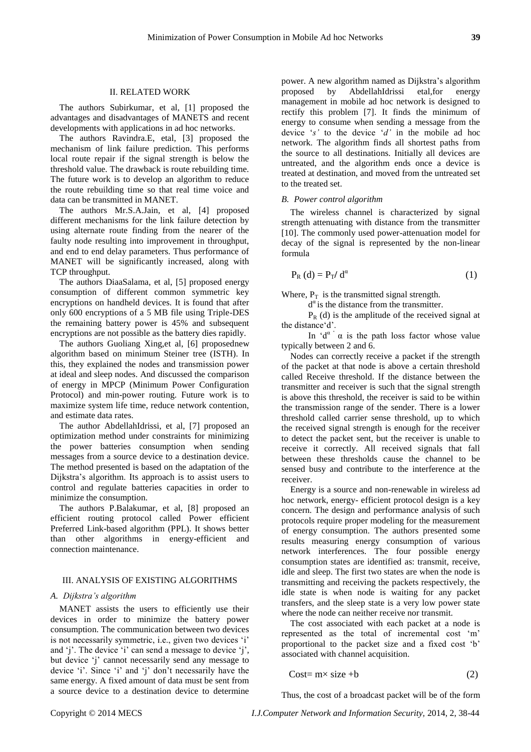## II. RELATED WORK

The authors Subirkumar, et al, [1] proposed the advantages and disadvantages of MANETS and recent developments with applications in ad hoc networks.

The authors Ravindra.E, etal, [3] proposed the mechanism of link failure prediction. This performs local route repair if the signal strength is below the threshold value. The drawback is route rebuilding time. The future work is to develop an algorithm to reduce the route rebuilding time so that real time voice and data can be transmitted in MANET.

The authors Mr.S.A.Jain, et al, [4] proposed different mechanisms for the link failure detection by using alternate route finding from the nearer of the faulty node resulting into improvement in throughput, and end to end delay parameters. Thus performance of MANET will be significantly increased, along with TCP throughput.

The authors DiaaSalama, et al, [5] proposed energy consumption of different common symmetric key encryptions on handheld devices. It is found that after only 600 encryptions of a 5 MB file using Triple-DES the remaining battery power is 45% and subsequent encryptions are not possible as the battery dies rapidly.

The authors Guoliang Xing,et al, [6] proposednew algorithm based on minimum Steiner tree (ISTH). In this, they explained the nodes and transmission power at ideal and sleep nodes. And discussed the comparison of energy in MPCP (Minimum Power Configuration Protocol) and min-power routing. Future work is to maximize system life time, reduce network contention, and estimate data rates.

The author AbdellahIdrissi, et al, [7] proposed an optimization method under constraints for minimizing the power batteries consumption when sending messages from a source device to a destination device. The method presented is based on the adaptation of the Dijkstra's algorithm. Its approach is to assist users to control and regulate batteries capacities in order to minimize the consumption.

The authors P.Balakumar, et al, [8] proposed an efficient routing protocol called Power efficient Preferred Link-based algorithm (PPL). It shows better than other algorithms in energy-efficient and connection maintenance.

## III. ANALYSIS OF EXISTING ALGORITHMS

### *A. Dijkstra's algorithm*

MANET assists the users to efficiently use their devices in order to minimize the battery power consumption. The communication between two devices is not necessarily symmetric, i.e., given two devices 'i' and 'j'. The device 'i' can send a message to device 'j', but device 'j' cannot necessarily send any message to device 'i'. Since 'i' and 'j' don't necessarily have the same energy. A fixed amount of data must be sent from a source device to a destination device to determine power. A new algorithm named as Dijkstra's algorithm proposed by AbdellahIdrissi etal,for energy management in mobile ad hoc network is designed to rectify this problem [7]. It finds the minimum of energy to consume when sending a message from the device '*s'* to the device '*d'* in the mobile ad hoc network. The algorithm finds all shortest paths from the source to all destinations. Initially all devices are untreated, and the algorithm ends once a device is treated at destination, and moved from the untreated set to the treated set.

### *B. Power control algorithm*

The wireless channel is characterized by signal strength attenuating with distance from the transmitter [10]. The commonly used power-attenuation model for decay of the signal is represented by the non-linear formula

$$P_R\,(d) = P_T / \,d^{\alpha} \qquad (1)$$

Where, $P_T$ is the transmitted signal strength.

$d^{\alpha}$ is the distance from the transmitter.

$P_R$ (d) is the amplitude of the received signal at the distance'd'.

In '$d^{\alpha}$' $\alpha$ is the path loss factor whose value typically between 2 and 6.

Nodes can correctly receive a packet if the strength of the packet at that node is above a certain threshold called Receive threshold. If the distance between the transmitter and receiver is such that the signal strength is above this threshold, the receiver is said to be within the transmission range of the sender. There is a lower threshold called carrier sense threshold, up to which the received signal strength is enough for the receiver to detect the packet sent, but the receiver is unable to receive it correctly. All received signals that fall between these thresholds cause the channel to be sensed busy and contribute to the interference at the receiver.

Energy is a source and non-renewable in wireless ad hoc network, energy- efficient protocol design is a key concern. The design and performance analysis of such protocols require proper modeling for the measurement of energy consumption. The authors presented some results measuring energy consumption of various network interferences. The four possible energy consumption states are identified as: transmit, receive, idle and sleep. The first two states are when the node is transmitting and receiving the packets respectively, the idle state is when node is waiting for any packet transfers, and the sleep state is a very low power state where the node can neither receive nor transmit.

The cost associated with each packet at a node is represented as the total of incremental cost 'm' proportional to the packet size and a fixed cost 'b' associated with channel acquisition.

$$\text{Cost} = m \times \text{size} + b \qquad (2)$$

Thus, the cost of a broadcast packet will be of the form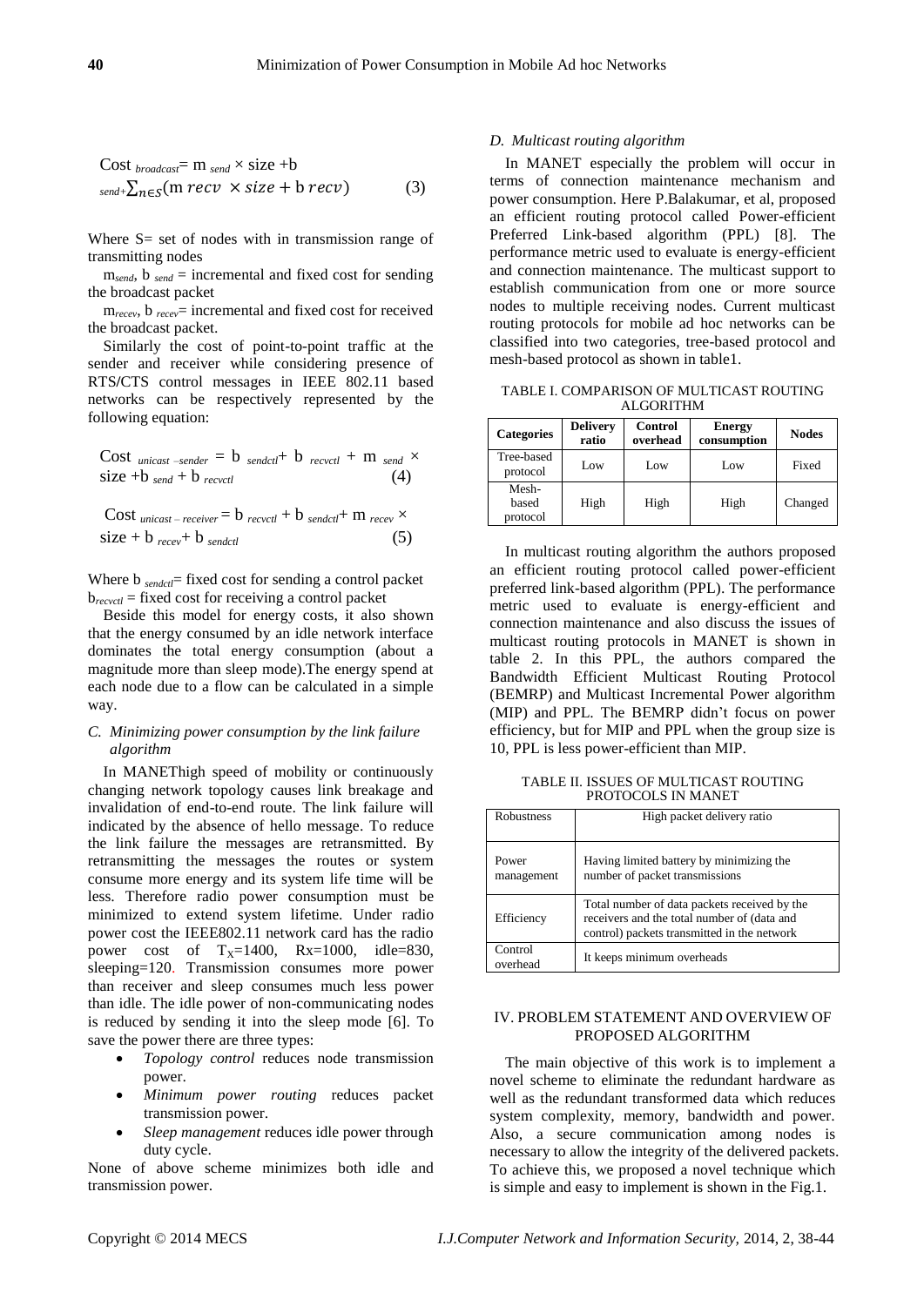$$\text{Cost}_{broadcast} = m_{send} \times \text{size} + b_{send} + \sum_{n \in S} (m_{recv} \times size + b_{recv}) \quad (3)$$

Where S= set of nodes with in transmission range of transmitting nodes

$m_{send}$, $b_{send}$ = incremental and fixed cost for sending the broadcast packet

$m_{recev}$, $b_{recev}$= incremental and fixed cost for received the broadcast packet.

Similarly the cost of point-to-point traffic at the sender and receiver while considering presence of RTS/CTS control messages in IEEE 802.11 based networks can be respectively represented by the following equation:

$$\text{Cost}_{unicast-sender} = b_{sendctl} + b_{recvctl} + m_{send} \times \text{size} + b_{send} + b_{recvctl} \quad (4)$$

$$\text{Cost}_{unicast-receiver} = b_{recvctl} + b_{sendctl} + m_{recev} \times \text{size} + b_{recev} + b_{sendctl} \quad (5)$$

Where $b_{sendctl}$= fixed cost for sending a control packet
$b_{recvctl}$ = fixed cost for receiving a control packet

Beside this model for energy costs, it also shown that the energy consumed by an idle network interface dominates the total energy consumption (about a magnitude more than sleep mode).The energy spend at each node due to a flow can be calculated in a simple way.

### *C. Minimizing power consumption by the link failure algorithm*

In MANEThigh speed of mobility or continuously changing network topology causes link breakage and invalidation of end-to-end route. The link failure will indicated by the absence of hello message. To reduce the link failure the messages are retransmitted. By retransmitting the messages the routes or system consume more energy and its system life time will be less. Therefore radio power consumption must be minimized to extend system lifetime. Under radio power cost the IEEE802.11 network card has the radio power cost of $T_X$=1400, Rx=1000, idle=830, sleeping=120. Transmission consumes more power than receiver and sleep consumes much less power than idle. The idle power of non-communicating nodes is reduced by sending it into the sleep mode [6]. To save the power there are three types:

- *Topology control* reduces node transmission power.
- *Minimum power routing* reduces packet transmission power.
- *Sleep management* reduces idle power through duty cycle.

None of above scheme minimizes both idle and transmission power.

### *D. Multicast routing algorithm*

In MANET especially the problem will occur in terms of connection maintenance mechanism and power consumption. Here P.Balakumar, et al, proposed an efficient routing protocol called Power-efficient Preferred Link-based algorithm (PPL) [8]. The performance metric used to evaluate is energy-efficient and connection maintenance. The multicast support to establish communication from one or more source nodes to multiple receiving nodes. Current multicast routing protocols for mobile ad hoc networks can be classified into two categories, tree-based protocol and mesh-based protocol as shown in table1.

TABLE I. COMPARISON OF MULTICAST ROUTING ALGORITHM

| Categories | Delivery ratio | Control overhead | Energy consumption | Nodes |
|---|---|---|---|---|
| Tree-based protocol | Low | Low | Low | Fixed |
| Mesh-based protocol | High | High | High | Changed |

In multicast routing algorithm the authors proposed an efficient routing protocol called power-efficient preferred link-based algorithm (PPL). The performance metric used to evaluate is energy-efficient and connection maintenance and also discuss the issues of multicast routing protocols in MANET is shown in table 2. In this PPL, the authors compared the Bandwidth Efficient Multicast Routing Protocol (BEMRP) and Multicast Incremental Power algorithm (MIP) and PPL. The BEMRP didn't focus on power efficiency, but for MIP and PPL when the group size is 10, PPL is less power-efficient than MIP.

TABLE II. ISSUES OF MULTICAST ROUTING PROTOCOLS IN MANET

| Robustness | High packet delivery ratio |
|---|---|
| Power management | Having limited battery by minimizing the number of packet transmissions |
| Efficiency | Total number of data packets received by the receivers and the total number of (data and control) packets transmitted in the network |
| Control overhead | It keeps minimum overheads |

## IV. PROBLEM STATEMENT AND OVERVIEW OF PROPOSED ALGORITHM

The main objective of this work is to implement a novel scheme to eliminate the redundant hardware as well as the redundant transformed data which reduces system complexity, memory, bandwidth and power. Also, a secure communication among nodes is necessary to allow the integrity of the delivered packets. To achieve this, we proposed a novel technique which is simple and easy to implement is shown in the Fig.1.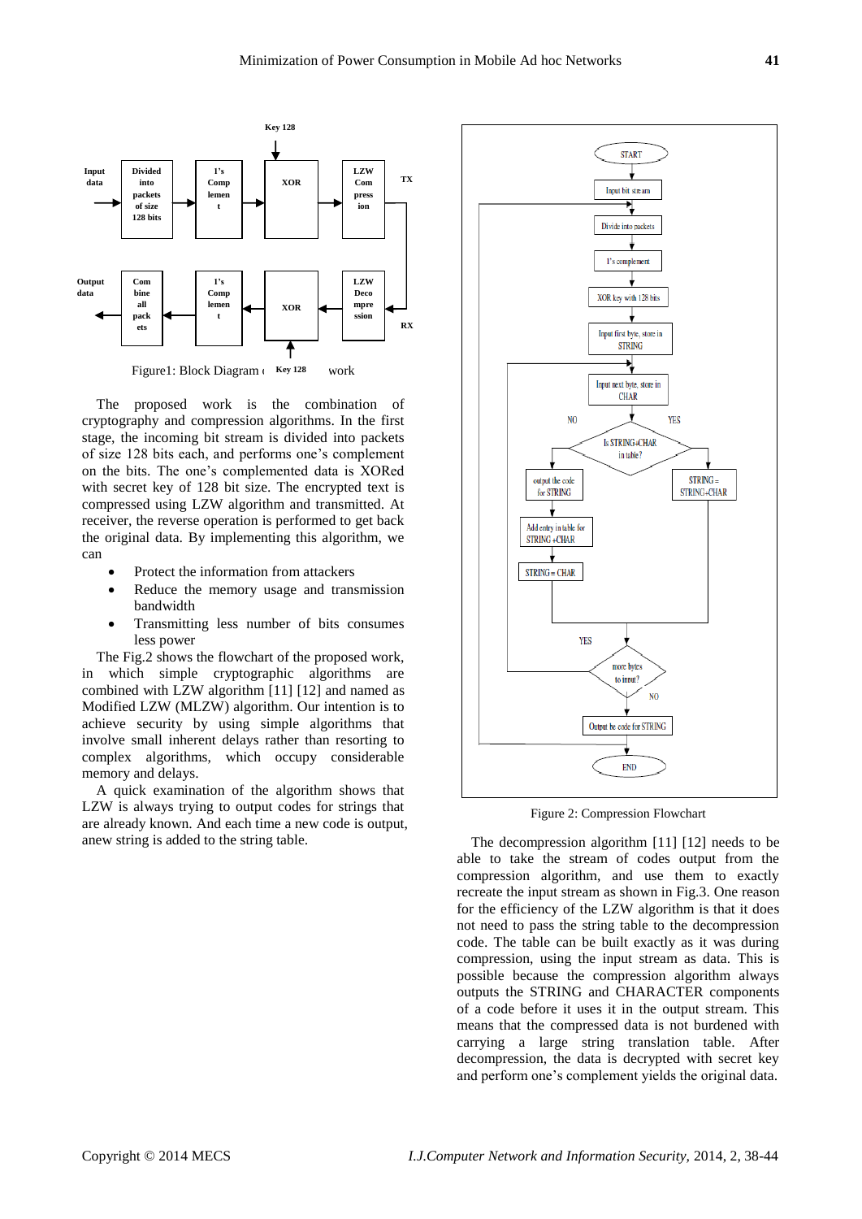Figure1: Block Diagram of Proposed work

The proposed work is the combination of cryptography and compression algorithms. In the first stage, the incoming bit stream is divided into packets of size 128 bits each, and performs one's complement on the bits. The one's complemented data is XORed with secret key of 128 bit size. The encrypted text is compressed using LZW algorithm and transmitted. At receiver, the reverse operation is performed to get back the original data. By implementing this algorithm, we can

- Protect the information from attackers
- Reduce the memory usage and transmission bandwidth
- Transmitting less number of bits consumes less power

The Fig.2 shows the flowchart of the proposed work, in which simple cryptographic algorithms are combined with LZW algorithm [11] [12] and named as Modified LZW (MLZW) algorithm. Our intention is to achieve security by using simple algorithms that involve small inherent delays rather than resorting to complex algorithms, which occupy considerable memory and delays.

A quick examination of the algorithm shows that LZW is always trying to output codes for strings that are already known. And each time a new code is output, anew string is added to the string table.

Figure 2: Compression Flowchart

The decompression algorithm [11] [12] needs to be able to take the stream of codes output from the compression algorithm, and use them to exactly recreate the input stream as shown in Fig.3. One reason for the efficiency of the LZW algorithm is that it does not need to pass the string table to the decompression code. The table can be built exactly as it was during compression, using the input stream as data. This is possible because the compression algorithm always outputs the STRING and CHARACTER components of a code before it uses it in the output stream. This means that the compressed data is not burdened with carrying a large string translation table. After decompression, the data is decrypted with secret key and perform one's complement yields the original data.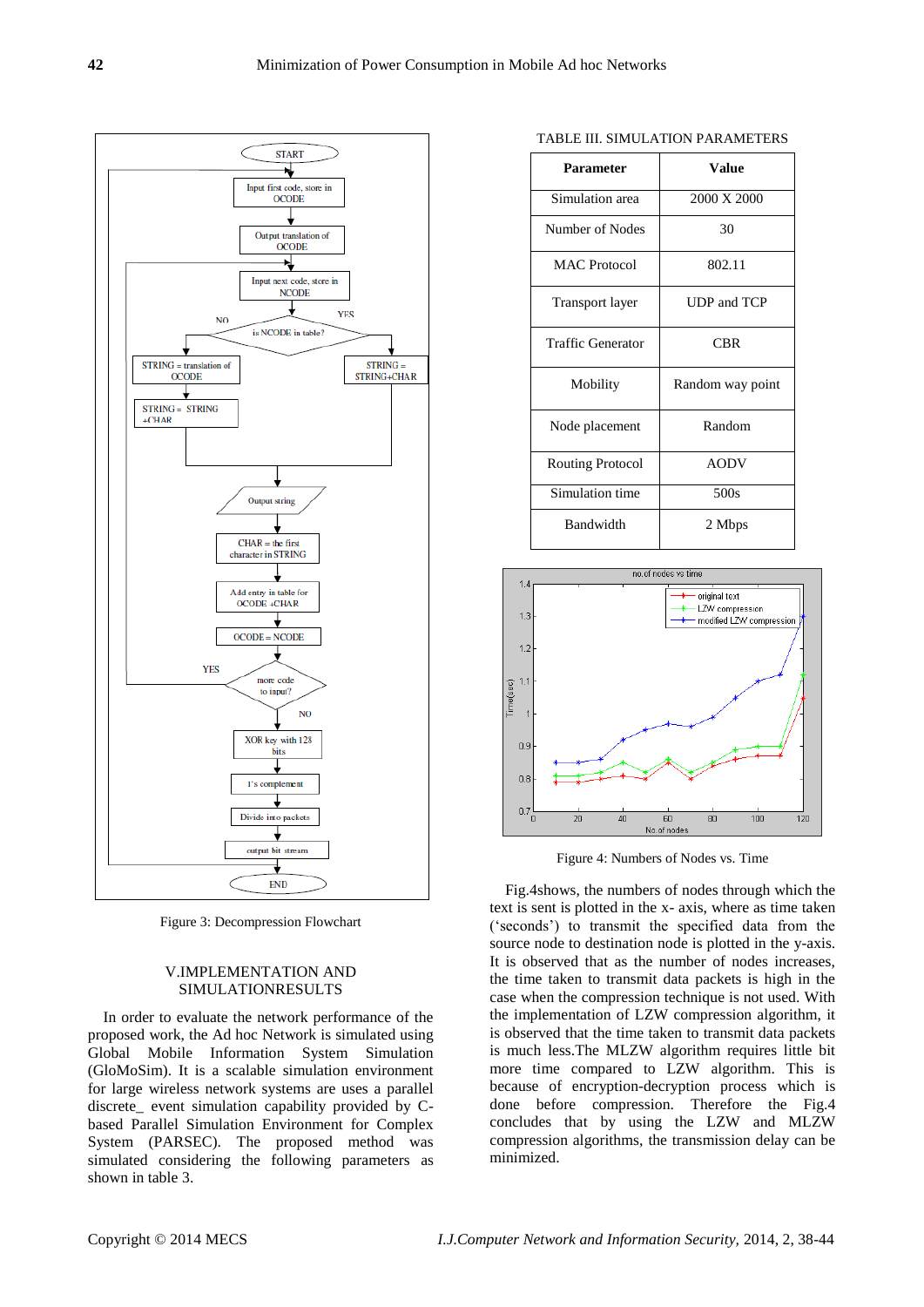Figure 3: Decompression Flowchart

## V.IMPLEMENTATION AND SIMULATIONRESULTS

In order to evaluate the network performance of the proposed work, the Ad hoc Network is simulated using Global Mobile Information System Simulation (GloMoSim). It is a scalable simulation environment for large wireless network systems are uses a parallel discrete_ event simulation capability provided by C-based Parallel Simulation Environment for Complex System (PARSEC). The proposed method was simulated considering the following parameters as shown in table 3.

TABLE III. SIMULATION PARAMETERS

| Parameter | Value |
|---|---|
| Simulation area | 2000 X 2000 |
| Number of Nodes | 30 |
| MAC Protocol | 802.11 |
| Transport layer | UDP and TCP |
| Traffic Generator | CBR |
| Mobility | Random way point |
| Node placement | Random |
| Routing Protocol | AODV |
| Simulation time | 500s |
| Bandwidth | 2 Mbps |

Figure 4: Numbers of Nodes vs. Time

Fig.4shows, the numbers of nodes through which the text is sent is plotted in the x- axis, where as time taken ('seconds') to transmit the specified data from the source node to destination node is plotted in the y-axis. It is observed that as the number of nodes increases, the time taken to transmit data packets is high in the case when the compression technique is not used. With the implementation of LZW compression algorithm, it is observed that the time taken to transmit data packets is much less.The MLZW algorithm requires little bit more time compared to LZW algorithm. This is because of encryption-decryption process which is done before compression. Therefore the Fig.4 concludes that by using the LZW and MLZW compression algorithms, the transmission delay can be minimized.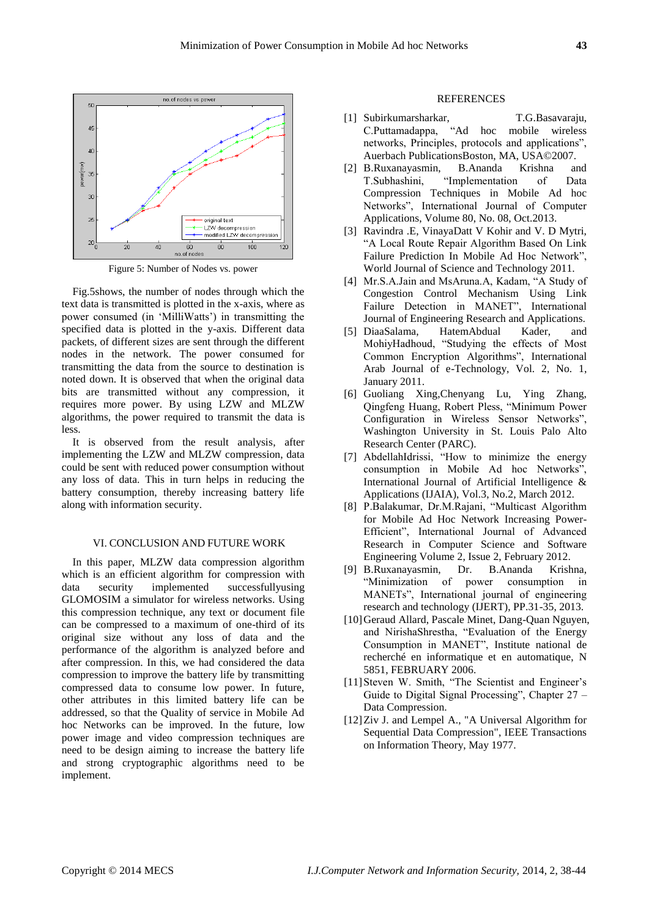Figure 5: Number of Nodes vs. power

Fig.5shows, the number of nodes through which the text data is transmitted is plotted in the x-axis, where as power consumed (in 'MilliWatts') in transmitting the specified data is plotted in the y-axis. Different data packets, of different sizes are sent through the different nodes in the network. The power consumed for transmitting the data from the source to destination is noted down. It is observed that when the original data bits are transmitted without any compression, it requires more power. By using LZW and MLZW algorithms, the power required to transmit the data is less.

It is observed from the result analysis, after implementing the LZW and MLZW compression, data could be sent with reduced power consumption without any loss of data. This in turn helps in reducing the battery consumption, thereby increasing battery life along with information security.

## VI. CONCLUSION AND FUTURE WORK

In this paper, MLZW data compression algorithm which is an efficient algorithm for compression with data security implemented successfullyusing GLOMOSIM a simulator for wireless networks. Using this compression technique, any text or document file can be compressed to a maximum of one-third of its original size without any loss of data and the performance of the algorithm is analyzed before and after compression. In this, we had considered the data compression to improve the battery life by transmitting compressed data to consume low power. In future, other attributes in this limited battery life can be addressed, so that the Quality of service in Mobile Ad hoc Networks can be improved. In the future, low power image and video compression techniques are need to be design aiming to increase the battery life and strong cryptographic algorithms need to be implement.

## REFERENCES

[1] Subirkumarsharkar, T.G.Basavaraju, C.Puttamadappa, "Ad hoc mobile wireless networks, Principles, protocols and applications", Auerbach PublicationsBoston, MA, USA©2007.

[2] B.Ruxanayasmin, B.Ananda Krishna and T.Subhashini, "Implementation of Data Compression Techniques in Mobile Ad hoc Networks", International Journal of Computer Applications, Volume 80, No. 08, Oct.2013.

[3] Ravindra .E, VinayaDatt V Kohir and V. D Mytri, "A Local Route Repair Algorithm Based On Link Failure Prediction In Mobile Ad Hoc Network", World Journal of Science and Technology 2011.

[4] Mr.S.A.Jain and MsAruna.A, Kadam, "A Study of Congestion Control Mechanism Using Link Failure Detection in MANET", International Journal of Engineering Research and Applications.

[5] DiaaSalama, HatemAbdual Kader, and MohiyHadhoud, "Studying the effects of Most Common Encryption Algorithms", International Arab Journal of e-Technology, Vol. 2, No. 1, January 2011.

[6] Guoliang Xing,Chenyang Lu, Ying Zhang, Qingfeng Huang, Robert Pless, "Minimum Power Configuration in Wireless Sensor Networks", Washington University in St. Louis Palo Alto Research Center (PARC).

[7] AbdellahIdrissi, "How to minimize the energy consumption in Mobile Ad hoc Networks", International Journal of Artificial Intelligence & Applications (IJAIA), Vol.3, No.2, March 2012.

[8] P.Balakumar, Dr.M.Rajani, "Multicast Algorithm for Mobile Ad Hoc Network Increasing Power-Efficient", International Journal of Advanced Research in Computer Science and Software Engineering Volume 2, Issue 2, February 2012.

[9] B.Ruxanayasmin, Dr. B.Ananda Krishna, "Minimization of power consumption in MANETs", International journal of engineering research and technology (IJERT), PP.31-35, 2013.

[10] Geraud Allard, Pascale Minet, Dang-Quan Nguyen, and NirishaShrestha, "Evaluation of the Energy Consumption in MANET", Institute national de recherché en informatique et en automatique, N 5851, FEBRUARY 2006.

[11] Steven W. Smith, "The Scientist and Engineer's Guide to Digital Signal Processing", Chapter 27 – Data Compression.

[12] Ziv J. and Lempel A., "A Universal Algorithm for Sequential Data Compression", IEEE Transactions on Information Theory, May 1977.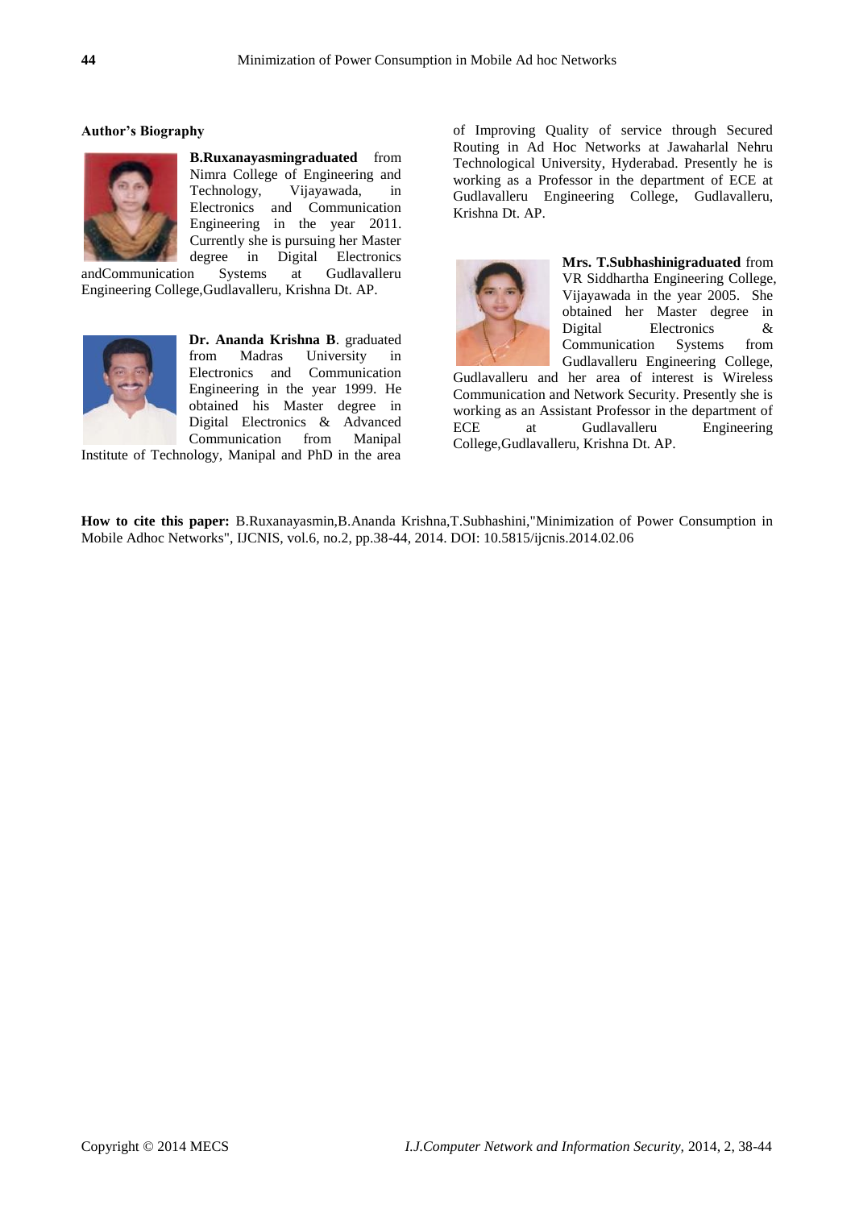**Author's Biography**

**B.Ruxanayasmingraduated** from Nimra College of Engineering and Technology, Vijayawada, in Electronics and Communication Engineering in the year 2011. Currently she is pursuing her Master degree in Digital Electronics andCommunication Systems at Gudlavalleru Engineering College,Gudlavalleru, Krishna Dt. AP.

**Dr. Ananda Krishna B**. graduated from Madras University in Electronics and Communication Engineering in the year 1999. He obtained his Master degree in Digital Electronics & Advanced Communication from Manipal Institute of Technology, Manipal and PhD in the area of Improving Quality of service through Secured Routing in Ad Hoc Networks at Jawaharlal Nehru Technological University, Hyderabad. Presently he is working as a Professor in the department of ECE at Gudlavalleru Engineering College, Gudlavalleru, Krishna Dt. AP.

**Mrs. T.Subhashinigraduated** from VR Siddhartha Engineering College, Vijayawada in the year 2005. She obtained her Master degree in Digital Electronics & Communication Systems from Gudlavalleru Engineering College, Gudlavalleru and her area of interest is Wireless Communication and Network Security. Presently she is working as an Assistant Professor in the department of ECE at Gudlavalleru Engineering College,Gudlavalleru, Krishna Dt. AP.

**How to cite this paper:** B.Ruxanayasmin,B.Ananda Krishna,T.Subhashini,"Minimization of Power Consumption in Mobile Adhoc Networks", IJCNIS, vol.6, no.2, pp.38-44, 2014. DOI: 10.5815/ijcnis.2014.02.06